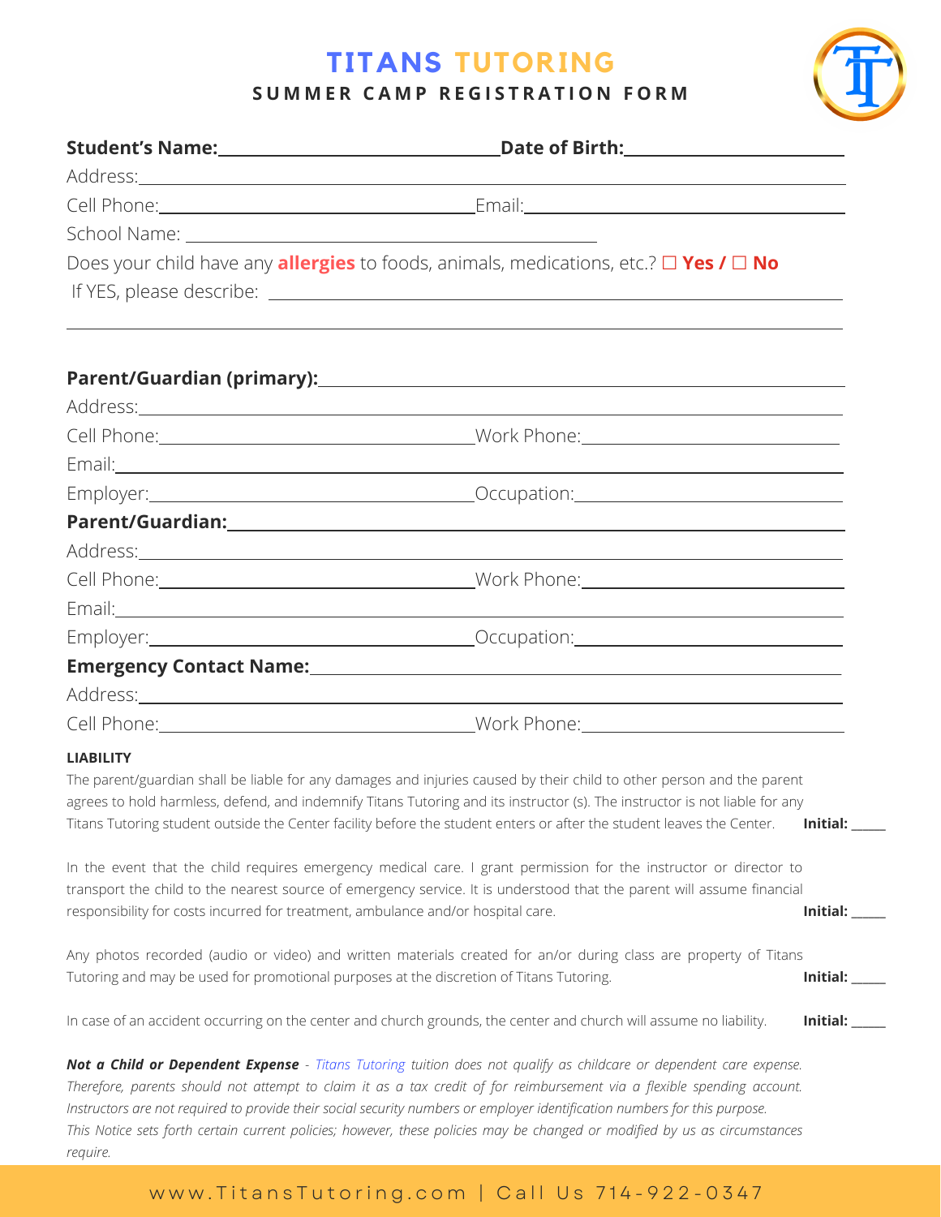# TITANS TUTORING

## SUMMER CAMP REGISTRATION FORM

**Student's Name:**\_\_\_\_\_\_\_\_\_\_\_\_\_\_\_\_\_\_\_\_\_\_\_\_\_\_\_\_\_\_**Date of Birth:**\_\_\_\_\_\_\_\_\_\_\_\_\_\_\_\_\_\_\_\_\_\_\_\_

Address:\_\_\_\_\_\_\_\_\_\_\_\_\_\_\_\_\_\_\_\_\_\_\_\_\_\_\_\_\_\_\_\_\_\_\_\_\_\_\_\_\_\_\_\_\_\_\_\_\_\_\_\_\_\_\_\_\_\_\_\_

Cell Phone:\_\_\_\_\_\_\_\_\_\_\_\_\_\_\_\_\_\_\_\_\_\_\_\_\_\_\_\_\_\_\_Email:\_\_\_\_\_\_\_\_\_\_\_\_\_\_\_\_\_\_\_\_\_\_\_\_\_\_\_\_\_\_\_

School Name: \_\_\_\_\_\_\_\_\_\_\_\_\_\_\_\_\_\_\_\_\_\_\_\_\_\_\_\_\_\_\_\_\_\_\_\_\_\_\_\_

Does your child have any **allergies** to foods, animals, medications, etc.? ☐ **Yes /** ☐ **No**

If YES, please describe: \_\_\_\_\_\_\_\_\_\_\_\_\_\_\_\_\_\_\_\_\_\_\_\_\_\_\_\_\_\_\_\_\_\_\_\_\_\_\_\_\_\_\_\_\_\_\_\_\_\_\_\_\_\_

\_\_\_\_\_\_\_\_\_\_\_\_\_\_\_\_\_\_\_\_\_\_\_\_\_\_\_\_\_\_\_\_\_\_\_\_\_\_\_\_\_\_\_\_\_\_\_\_\_\_\_\_\_\_\_\_\_\_\_\_\_\_\_\_\_\_\_\_\_\_\_\_\_\_\_\_\_\_

**Parent/Guardian (primary):**\_\_\_\_\_\_\_\_\_\_\_\_\_\_\_\_\_\_\_\_\_\_\_\_\_\_\_\_\_\_\_\_\_\_\_\_\_\_\_\_\_\_\_\_\_\_\_\_\_\_

Address:\_\_\_\_\_\_\_\_\_\_\_\_\_\_\_\_\_\_\_\_\_\_\_\_\_\_\_\_\_\_\_\_\_\_\_\_\_\_\_\_\_\_\_\_\_\_\_\_\_\_\_\_\_\_\_\_\_\_\_\_

Cell Phone:\_\_\_\_\_\_\_\_\_\_\_\_\_\_\_\_\_\_\_\_\_\_\_\_\_\_\_\_\_\_\_Work Phone:\_\_\_\_\_\_\_\_\_\_\_\_\_\_\_\_\_\_\_\_\_\_\_\_\_\_

Email:\_\_\_\_\_\_\_\_\_\_\_\_\_\_\_\_\_\_\_\_\_\_\_\_\_\_\_\_\_\_\_\_\_\_\_\_\_\_\_\_\_\_\_\_\_\_\_\_\_\_\_\_\_\_\_\_\_\_\_\_\_\_

Employer:\_\_\_\_\_\_\_\_\_\_\_\_\_\_\_\_\_\_\_\_\_\_\_\_\_\_\_\_\_\_\_\_Occupation:\_\_\_\_\_\_\_\_\_\_\_\_\_\_\_\_\_\_\_\_\_\_\_\_\_\_

**Parent/Guardian:**\_\_\_\_\_\_\_\_\_\_\_\_\_\_\_\_\_\_\_\_\_\_\_\_\_\_\_\_\_\_\_\_\_\_\_\_\_\_\_\_\_\_\_\_\_\_\_\_\_\_\_\_\_\_\_\_\_

Address:\_\_\_\_\_\_\_\_\_\_\_\_\_\_\_\_\_\_\_\_\_\_\_\_\_\_\_\_\_\_\_\_\_\_\_\_\_\_\_\_\_\_\_\_\_\_\_\_\_\_\_\_\_\_\_\_\_\_\_\_

Cell Phone:\_\_\_\_\_\_\_\_\_\_\_\_\_\_\_\_\_\_\_\_\_\_\_\_\_\_\_\_\_\_\_Work Phone:\_\_\_\_\_\_\_\_\_\_\_\_\_\_\_\_\_\_\_\_\_\_\_\_\_\_

Email:\_\_\_\_\_\_\_\_\_\_\_\_\_\_\_\_\_\_\_\_\_\_\_\_\_\_\_\_\_\_\_\_\_\_\_\_\_\_\_\_\_\_\_\_\_\_\_\_\_\_\_\_\_\_\_\_\_\_\_\_\_\_

Employer:\_\_\_\_\_\_\_\_\_\_\_\_\_\_\_\_\_\_\_\_\_\_\_\_\_\_\_\_\_\_\_\_Occupation:\_\_\_\_\_\_\_\_\_\_\_\_\_\_\_\_\_\_\_\_\_\_\_\_\_\_

**Emergency Contact Name:**\_\_\_\_\_\_\_\_\_\_\_\_\_\_\_\_\_\_\_\_\_\_\_\_\_\_\_\_\_\_\_\_\_\_\_\_\_\_\_\_\_\_\_\_\_\_\_\_\_\_

Address:\_\_\_\_\_\_\_\_\_\_\_\_\_\_\_\_\_\_\_\_\_\_\_\_\_\_\_\_\_\_\_\_\_\_\_\_\_\_\_\_\_\_\_\_\_\_\_\_\_\_\_\_\_\_\_\_\_\_\_\_

Cell Phone:\_\_\_\_\_\_\_\_\_\_\_\_\_\_\_\_\_\_\_\_\_\_\_\_\_\_\_\_\_\_\_Work Phone:\_\_\_\_\_\_\_\_\_\_\_\_\_\_\_\_\_\_\_\_\_\_\_\_\_\_

**LIABILITY**

The parent/guardian shall be liable for any damages and injuries caused by their child to other person and the parent agrees to hold harmless, defend, and indemnify Titans Tutoring and its instructor (s). The instructor is not liable for any Titans Tutoring student outside the Center facility before the student enters or after the student leaves the Center. **Initial:** \_\_\_\_\_

In the event that the child requires emergency medical care. I grant permission for the instructor or director to transport the child to the nearest source of emergency service. It is understood that the parent will assume financial responsibility for costs incurred for treatment, ambulance and/or hospital care. **Initial:** \_\_\_\_\_

Any photos recorded (audio or video) and written materials created for an/or during class are property of Titans Tutoring and may be used for promotional purposes at the discretion of Titans Tutoring. **Initial:** \_\_\_\_\_

In case of an accident occurring on the center and church grounds, the center and church will assume no liability. **Initial:** \_\_\_\_\_

***Not a Child or Dependent Expense*** *- Titans Tutoring tuition does not qualify as childcare or dependent care expense. Therefore, parents should not attempt to claim it as a tax credit of for reimbursement via a flexible spending account. Instructors are not required to provide their social security numbers or employer identification numbers for this purpose. This Notice sets forth certain current policies; however, these policies may be changed or modified by us as circumstances require.*

www.TitansTutoring.com | Call Us 714-922-0347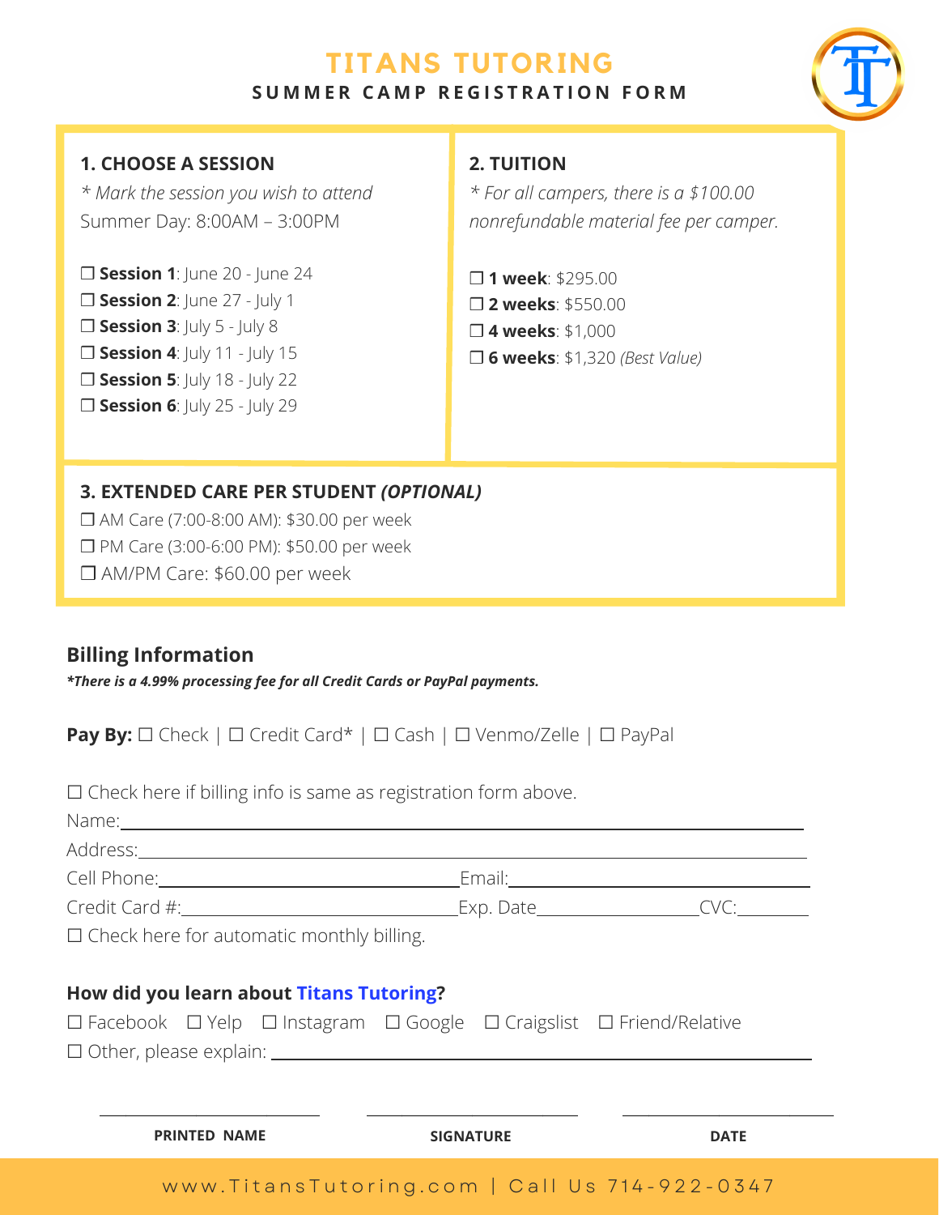# TITANS TUTORING

## SUMMER CAMP REGISTRATION FORM

### 1. CHOOSE A SESSION

*\* Mark the session you wish to attend*

Summer Day: 8:00AM – 3:00PM

☐ **Session 1**: June 20 - June 24
☐ **Session 2**: June 27 - July 1
☐ **Session 3**: July 5 - July 8
☐ **Session 4**: July 11 - July 15
☐ **Session 5**: July 18 - July 22
☐ **Session 6**: July 25 - July 29

### 2. TUITION

*\* For all campers, there is a $100.00 nonrefundable material fee per camper.*

☐ **1 week**: $295.00
☐ **2 weeks**: $550.00
☐ **4 weeks**: $1,000
☐ **6 weeks**: $1,320 *(Best Value)*

### 3. EXTENDED CARE PER STUDENT *(OPTIONAL)*

☐ AM Care (7:00-8:00 AM): $30.00 per week
☐ PM Care (3:00-6:00 PM): $50.00 per week
☐ AM/PM Care: $60.00 per week

## Billing Information

***There is a 4.99% processing fee for all Credit Cards or PayPal payments.***

**Pay By:** ☐ Check | ☐ Credit Card* | ☐ Cash | ☐ Venmo/Zelle | ☐ PayPal

☐ Check here if billing info is same as registration form above.

Name:\_\_\_\_\_\_\_\_\_\_\_\_\_\_\_\_\_\_\_\_\_\_\_\_\_\_\_\_\_\_\_\_\_\_\_\_\_\_\_\_\_\_\_\_

Address:\_\_\_\_\_\_\_\_\_\_\_\_\_\_\_\_\_\_\_\_\_\_\_\_\_\_\_\_\_\_\_\_\_\_\_\_\_\_\_\_\_\_

Cell Phone:\_\_\_\_\_\_\_\_\_\_\_\_\_\_\_\_\_\_\_\_ Email:\_\_\_\_\_\_\_\_\_\_\_\_\_\_\_\_\_\_\_\_

Credit Card #:\_\_\_\_\_\_\_\_\_\_\_\_\_\_\_\_\_\_ Exp. Date\_\_\_\_\_\_\_\_\_\_ CVC:\_\_\_\_\_

☐ Check here for automatic monthly billing.

**How did you learn about Titans Tutoring?**

☐ Facebook ☐ Yelp ☐ Instagram ☐ Google ☐ Craigslist ☐ Friend/Relative

☐ Other, please explain: \_\_\_\_\_\_\_\_\_\_\_\_\_\_\_\_\_\_\_\_\_\_\_\_\_\_\_\_\_\_\_\_\_\_\_\_

\_\_\_\_\_\_\_\_\_\_\_\_\_\_\_\_\_\_ \_\_\_\_\_\_\_\_\_\_\_\_\_\_\_\_\_\_ \_\_\_\_\_\_\_\_\_\_\_\_\_\_\_\_\_\_

**PRINTED NAME** **SIGNATURE** **DATE**

www.TitansTutoring.com | Call Us 714-922-0347